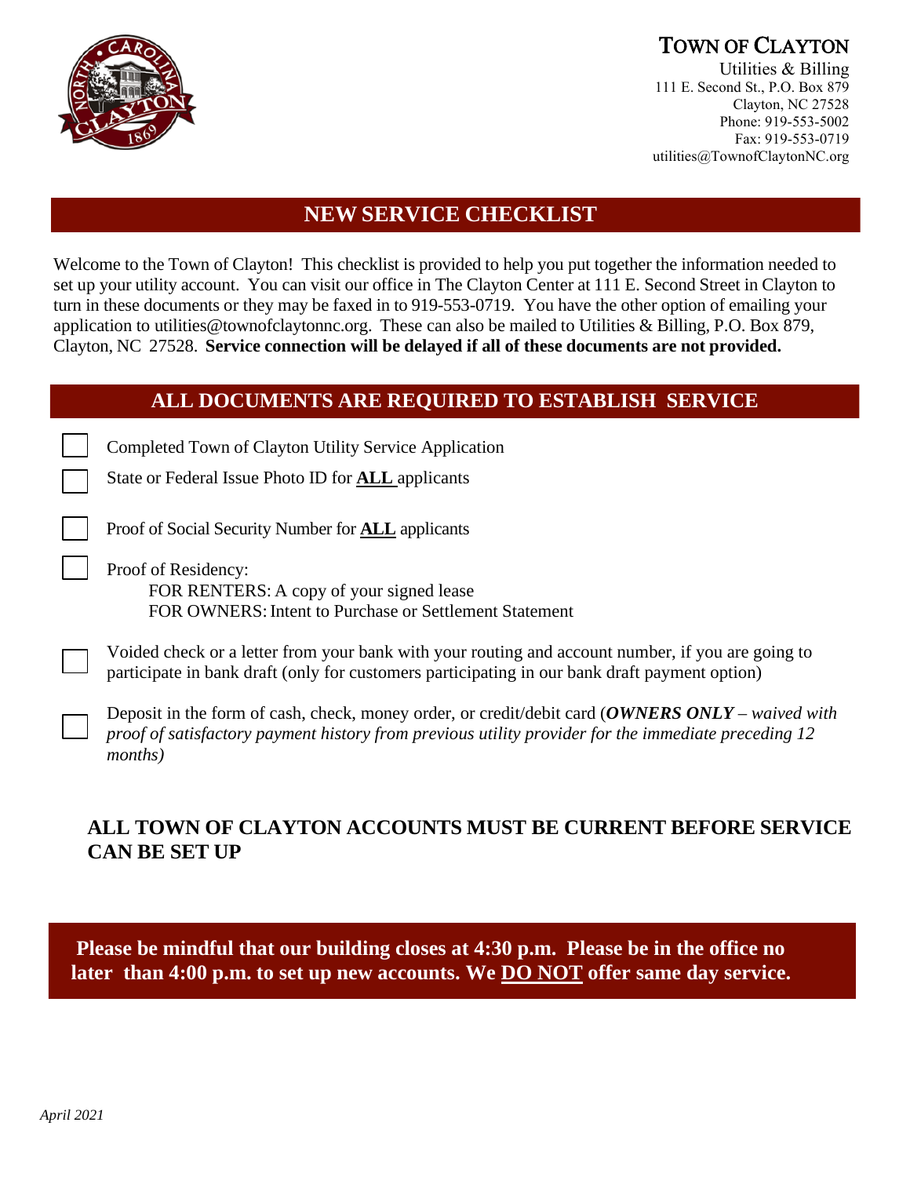**TOWN OF CLAYTON**
Utilities & Billing
111 E. Second St., P.O. Box 879
Clayton, NC 27528
Phone: 919-553-5002
Fax: 919-553-0719
utilities@TownofClaytonNC.org

# NEW SERVICE CHECKLIST

Welcome to the Town of Clayton! This checklist is provided to help you put together the information needed to set up your utility account. You can visit our office in The Clayton Center at 111 E. Second Street in Clayton to turn in these documents or they may be faxed in to 919-553-0719. You have the other option of emailing your application to utilities@townofclaytonnc.org. These can also be mailed to Utilities & Billing, P.O. Box 879, Clayton, NC 27528. **Service connection will be delayed if all of these documents are not provided.**

## ALL DOCUMENTS ARE REQUIRED TO ESTABLISH SERVICE

- [ ] Completed Town of Clayton Utility Service Application
- [ ] State or Federal Issue Photo ID for **ALL** applicants
- [ ] Proof of Social Security Number for **ALL** applicants
- [ ] Proof of Residency:
  FOR RENTERS: A copy of your signed lease
  FOR OWNERS: Intent to Purchase or Settlement Statement
- [ ] Voided check or a letter from your bank with your routing and account number, if you are going to participate in bank draft (only for customers participating in our bank draft payment option)
- [ ] Deposit in the form of cash, check, money order, or credit/debit card (***OWNERS ONLY*** *– waived with proof of satisfactory payment history from previous utility provider for the immediate preceding 12 months)*

**ALL TOWN OF CLAYTON ACCOUNTS MUST BE CURRENT BEFORE SERVICE CAN BE SET UP**

**Please be mindful that our building closes at 4:30 p.m. Please be in the office no later than 4:00 p.m. to set up new accounts. We DO NOT offer same day service.**

*April 2021*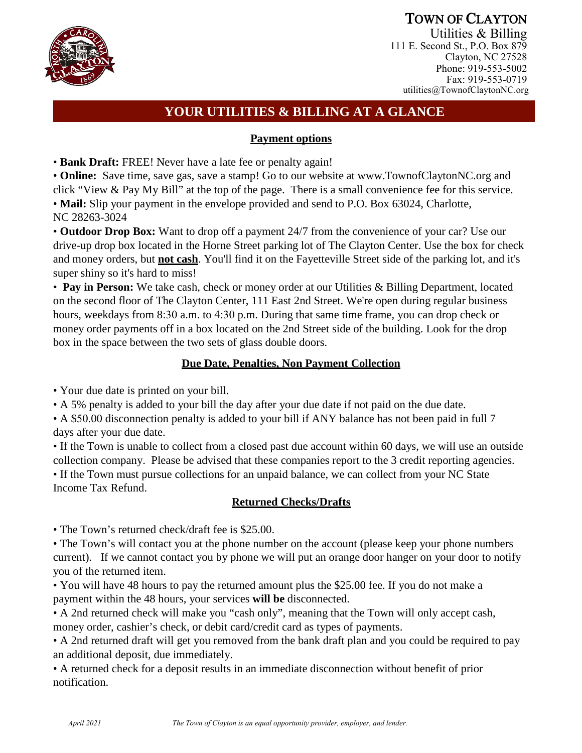**TOWN OF CLAYTON**
Utilities & Billing
111 E. Second St., P.O. Box 879
Clayton, NC 27528
Phone: 919-553-5002
Fax: 919-553-0719
utilities@TownofClaytonNC.org

# YOUR UTILITIES & BILLING AT A GLANCE

## Payment options

- **Bank Draft:** FREE! Never have a late fee or penalty again!
- **Online:** Save time, save gas, save a stamp! Go to our website at www.TownofClaytonNC.org and click "View & Pay My Bill" at the top of the page. There is a small convenience fee for this service.
- **Mail:** Slip your payment in the envelope provided and send to P.O. Box 63024, Charlotte, NC 28263-3024
- **Outdoor Drop Box:** Want to drop off a payment 24/7 from the convenience of your car? Use our drive-up drop box located in the Horne Street parking lot of The Clayton Center. Use the box for check and money orders, but **not cash**. You'll find it on the Fayetteville Street side of the parking lot, and it's super shiny so it's hard to miss!
- **Pay in Person:** We take cash, check or money order at our Utilities & Billing Department, located on the second floor of The Clayton Center, 111 East 2nd Street. We're open during regular business hours, weekdays from 8:30 a.m. to 4:30 p.m. During that same time frame, you can drop check or money order payments off in a box located on the 2nd Street side of the building. Look for the drop box in the space between the two sets of glass double doors.

## Due Date, Penalties, Non Payment Collection

- Your due date is printed on your bill.
- A 5% penalty is added to your bill the day after your due date if not paid on the due date.
- A $50.00 disconnection penalty is added to your bill if ANY balance has not been paid in full 7 days after your due date.
- If the Town is unable to collect from a closed past due account within 60 days, we will use an outside collection company. Please be advised that these companies report to the 3 credit reporting agencies.
- If the Town must pursue collections for an unpaid balance, we can collect from your NC State Income Tax Refund.

## Returned Checks/Drafts

- The Town's returned check/draft fee is $25.00.
- The Town's will contact you at the phone number on the account (please keep your phone numbers current). If we cannot contact you by phone we will put an orange door hanger on your door to notify you of the returned item.
- You will have 48 hours to pay the returned amount plus the $25.00 fee. If you do not make a payment within the 48 hours, your services **will be** disconnected.
- A 2nd returned check will make you "cash only", meaning that the Town will only accept cash, money order, cashier's check, or debit card/credit card as types of payments.
- A 2nd returned draft will get you removed from the bank draft plan and you could be required to pay an additional deposit, due immediately.
- A returned check for a deposit results in an immediate disconnection without benefit of prior notification.

*April 2021* *The Town of Clayton is an equal opportunity provider, employer, and lender.*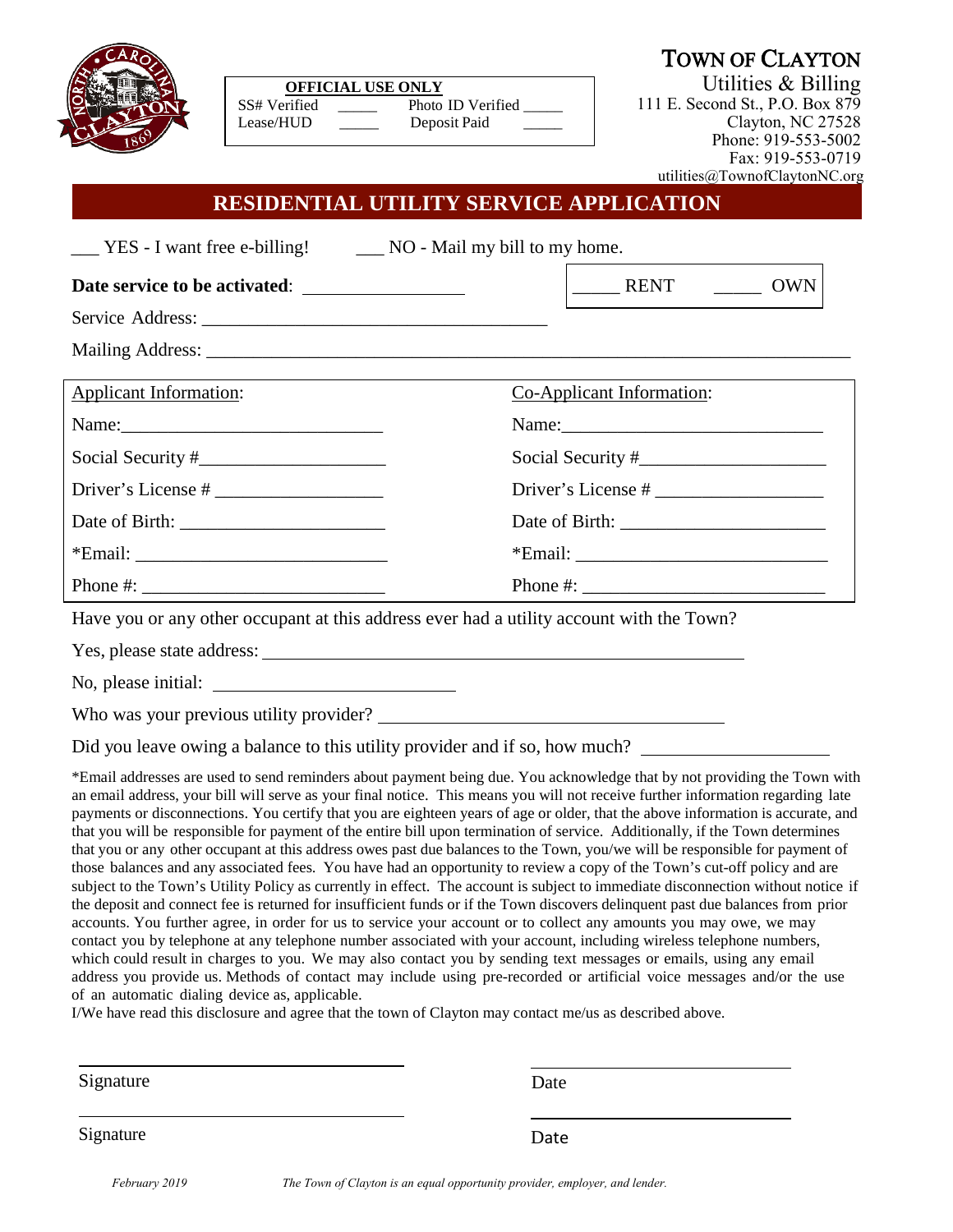**OFFICIAL USE ONLY**

SS# Verified _____ Photo ID Verified _____
Lease/HUD _____ Deposit Paid _____

# TOWN OF CLAYTON

Utilities & Billing
111 E. Second St., P.O. Box 879
Clayton, NC 27528
Phone: 919-553-5002
Fax: 919-553-0719
utilities@TownofClaytonNC.org

## RESIDENTIAL UTILITY SERVICE APPLICATION

___ YES - I want free e-billing! ___ NO - Mail my bill to my home.

**Date service to be activated**: ________________ _____ RENT _____ OWN

Service Address: ______________________________________

Mailing Address: ______________________________________________________________________

| Applicant Information: | Co-Applicant Information: |
|---|---|
| Name:_____________________________ | Name:_____________________________ |
| Social Security #____________________ | Social Security #____________________ |
| Driver's License # __________________ | Driver's License # __________________ |
| Date of Birth: ______________________ | Date of Birth: ______________________ |
| *Email: __________________________ | *Email: __________________________ |
| Phone #: _________________________ | Phone #: _________________________ |

Have you or any other occupant at this address ever had a utility account with the Town?

Yes, please state address: ______________________________________________________

No, please initial: ___________________________

Who was your previous utility provider? ______________________________________

Did you leave owing a balance to this utility provider and if so, how much? ____________________

*Email addresses are used to send reminders about payment being due. You acknowledge that by not providing the Town with an email address, your bill will serve as your final notice. This means you will not receive further information regarding late payments or disconnections. You certify that you are eighteen years of age or older, that the above information is accurate, and that you will be responsible for payment of the entire bill upon termination of service. Additionally, if the Town determines that you or any other occupant at this address owes past due balances to the Town, you/we will be responsible for payment of those balances and any associated fees. You have had an opportunity to review a copy of the Town's cut-off policy and are subject to the Town's Utility Policy as currently in effect. The account is subject to immediate disconnection without notice if the deposit and connect fee is returned for insufficient funds or if the Town discovers delinquent past due balances from prior accounts. You further agree, in order for us to service your account or to collect any amounts you may owe, we may contact you by telephone at any telephone number associated with your account, including wireless telephone numbers, which could result in charges to you. We may also contact you by sending text messages or emails, using any email address you provide us. Methods of contact may include using pre-recorded or artificial voice messages and/or the use of an automatic dialing device as, applicable.
I/We have read this disclosure and agree that the town of Clayton may contact me/us as described above.

________________________________ ________________________________
Signature Date

________________________________ ________________________________
Signature Date

*February 2019* *The Town of Clayton is an equal opportunity provider, employer, and lender.*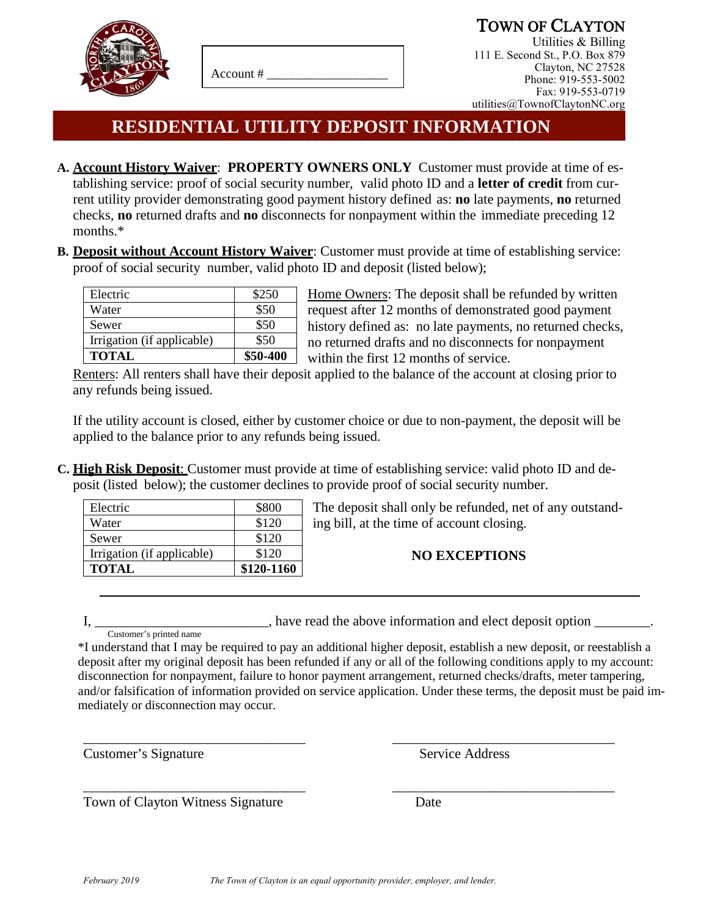Account # ___________________

# TOWN OF CLAYTON

Utilities & Billing
111 E. Second St., P.O. Box 879
Clayton, NC 27528
Phone: 919-553-5002
Fax: 919-553-0719
utilities@TownofClaytonNC.org

## RESIDENTIAL UTILITY DEPOSIT INFORMATION

**A.** **Account History Waiver**: **PROPERTY OWNERS ONLY** Customer must provide at time of establishing service: proof of social security number, valid photo ID and a **letter of credit** from current utility provider demonstrating good payment history defined as: **no** late payments, **no** returned checks, **no** returned drafts and **no** disconnects for nonpayment within the immediate preceding 12 months.*

**B.** **Deposit without Account History Waiver**: Customer must provide at time of establishing service: proof of social security number, valid photo ID and deposit (listed below);

| Electric | $250 |
|---|---|
| Water | $50 |
| Sewer | $50 |
| Irrigation (if applicable) | $50 |
| **TOTAL** | **$50-400** |

Home Owners: The deposit shall be refunded by written request after 12 months of demonstrated good payment history defined as: no late payments, no returned checks, no returned drafts and no disconnects for nonpayment within the first 12 months of service.

Renters: All renters shall have their deposit applied to the balance of the account at closing prior to any refunds being issued.

If the utility account is closed, either by customer choice or due to non-payment, the deposit will be applied to the balance prior to any refunds being issued.

**C.** **High Risk Deposit**: Customer must provide at time of establishing service: valid photo ID and deposit (listed below); the customer declines to provide proof of social security number.

| Electric | $800 |
|---|---|
| Water | $120 |
| Sewer | $120 |
| Irrigation (if applicable) | $120 |
| **TOTAL** | **$120-1160** |

The deposit shall only be refunded, net of any outstanding bill, at the time of account closing.

**NO EXCEPTIONS**

---

I, _________________________, have read the above information and elect deposit option ________.
Customer's printed name

*I understand that I may be required to pay an additional higher deposit, establish a new deposit, or reestablish a deposit after my original deposit has been refunded if any or all of the following conditions apply to my account: disconnection for nonpayment, failure to honor payment arrangement, returned checks/drafts, meter tampering, and/or falsification of information provided on service application. Under these terms, the deposit must be paid immediately or disconnection may occur.

_______________________________ Customer's Signature

_______________________________ Service Address

_______________________________ Town of Clayton Witness Signature

_______________________________ Date

*February 2019*

*The Town of Clayton is an equal opportunity provider, employer, and lender.*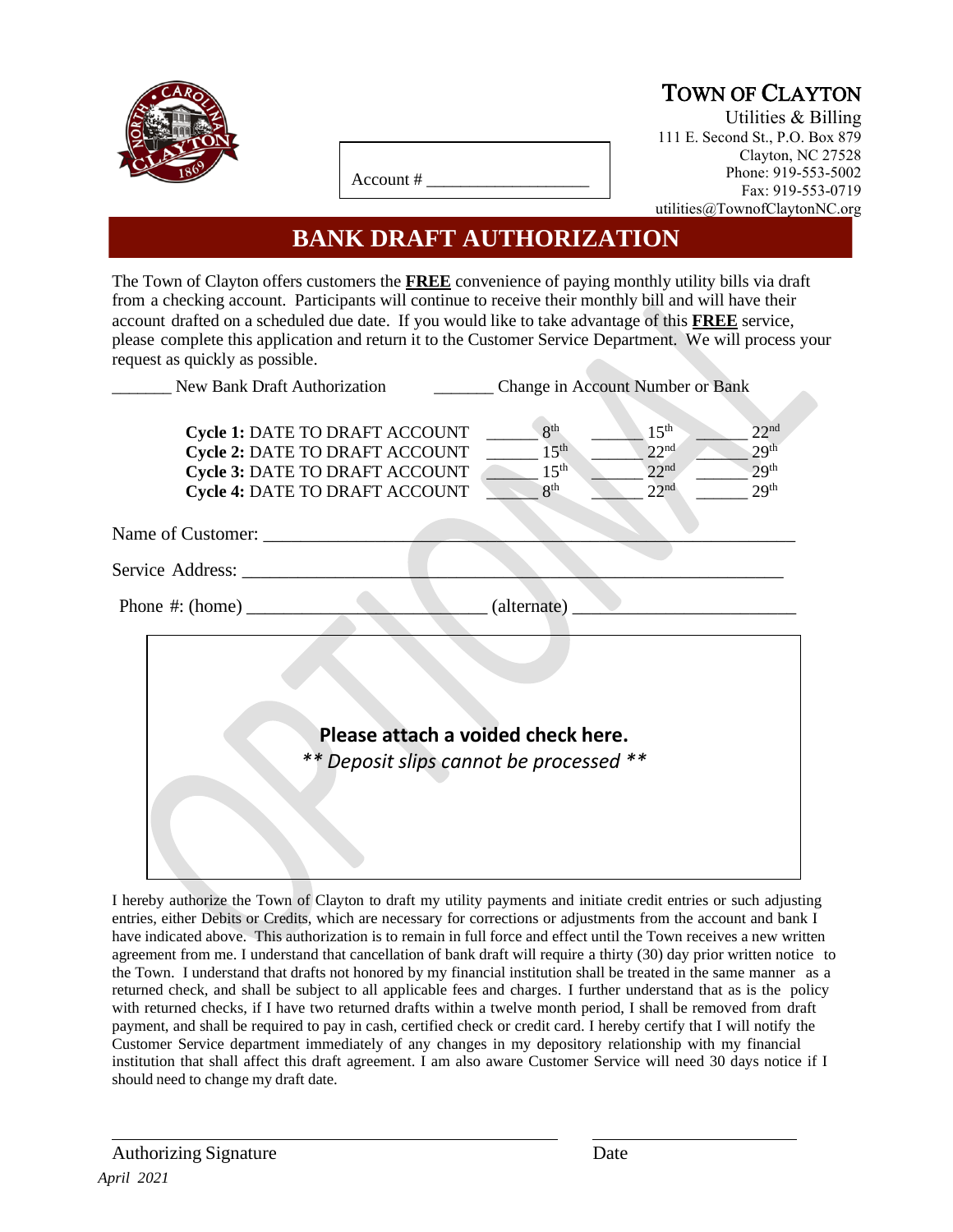Account # ___________________

# TOWN OF CLAYTON

Utilities & Billing
111 E. Second St., P.O. Box 879
Clayton, NC 27528
Phone: 919-553-5002
Fax: 919-553-0719
utilities@TownofClaytonNC.org

## BANK DRAFT AUTHORIZATION

The Town of Clayton offers customers the **FREE** convenience of paying monthly utility bills via draft from a checking account. Participants will continue to receive their monthly bill and will have their account drafted on a scheduled due date. If you would like to take advantage of this **FREE** service, please complete this application and return it to the Customer Service Department. We will process your request as quickly as possible.

_______ New Bank Draft Authorization _______ Change in Account Number or Bank

**Cycle 1:** DATE TO DRAFT ACCOUNT ______ 8th ______ 15th ______ 22nd
**Cycle 2:** DATE TO DRAFT ACCOUNT ______ 15th ______ 22nd ______ 29th
**Cycle 3:** DATE TO DRAFT ACCOUNT ______ 15th ______ 22nd ______ 29th
**Cycle 4:** DATE TO DRAFT ACCOUNT ______ 8th ______ 22nd ______ 29th

Name of Customer: ____________________________________________________________

Service Address: ____________________________________________________________

Phone #: (home) ________________________ (alternate) ________________________

**Please attach a voided check here.**
*** Deposit slips cannot be processed ***

I hereby authorize the Town of Clayton to draft my utility payments and initiate credit entries or such adjusting entries, either Debits or Credits, which are necessary for corrections or adjustments from the account and bank I have indicated above. This authorization is to remain in full force and effect until the Town receives a new written agreement from me. I understand that cancellation of bank draft will require a thirty (30) day prior written notice to the Town. I understand that drafts not honored by my financial institution shall be treated in the same manner as a returned check, and shall be subject to all applicable fees and charges. I further understand that as is the policy with returned checks, if I have two returned drafts within a twelve month period, I shall be removed from draft payment, and shall be required to pay in cash, certified check or credit card. I hereby certify that I will notify the Customer Service department immediately of any changes in my depository relationship with my financial institution that shall affect this draft agreement. I am also aware Customer Service will need 30 days notice if I should need to change my draft date.

_____________________________________________ ____________________
Authorizing Signature Date

*April 2021*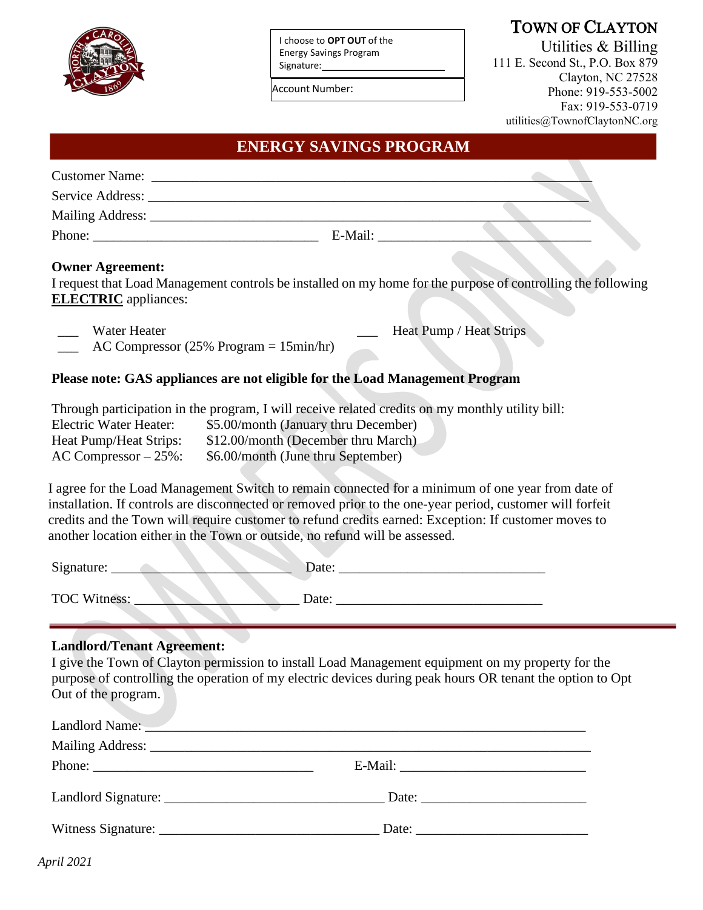I choose to **OPT OUT** of the Energy Savings Program
Signature: ______________________

Account Number:

# TOWN OF CLAYTON

Utilities & Billing
111 E. Second St., P.O. Box 879
Clayton, NC 27528
Phone: 919-553-5002
Fax: 919-553-0719
utilities@TownofClaytonNC.org

## ENERGY SAVINGS PROGRAM

Customer Name: ____________________________________________________________

Service Address: ___________________________________________________________

Mailing Address: ___________________________________________________________

Phone: ________________________________ E-Mail: ________________________________

**Owner Agreement:**

I request that Load Management controls be installed on my home for the purpose of controlling the following **ELECTRIC** appliances:

___ Water Heater

___ Heat Pump / Heat Strips

___ AC Compressor (25% Program = 15min/hr)

**Please note: GAS appliances are not eligible for the Load Management Program**

Through participation in the program, I will receive related credits on my monthly utility bill:

| | |
|---|---|
| Electric Water Heater: | $5.00/month (January thru December) |
| Heat Pump/Heat Strips: | $12.00/month (December thru March) |
| AC Compressor – 25%: | $6.00/month (June thru September) |

I agree for the Load Management Switch to remain connected for a minimum of one year from date of installation. If controls are disconnected or removed prior to the one-year period, customer will forfeit credits and the Town will require customer to refund credits earned: Exception: If customer moves to another location either in the Town or outside, no refund will be assessed.

Signature: ___________________________ Date: ______________________________

TOC Witness: ________________________ Date: ______________________________

**Landlord/Tenant Agreement:**

I give the Town of Clayton permission to install Load Management equipment on my property for the purpose of controlling the operation of my electric devices during peak hours OR tenant the option to Opt Out of the program.

Landlord Name: _____________________________________________________________

Mailing Address: ____________________________________________________________

Phone: ________________________________ E-Mail: ___________________________

Landlord Signature: _________________________________ Date: _________________________

Witness Signature: _________________________________ Date: __________________________

*April 2021*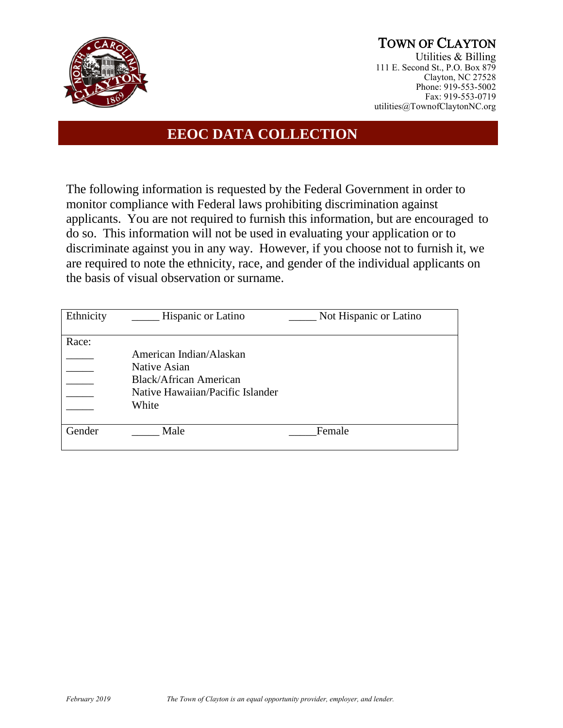**TOWN OF CLAYTON**
Utilities & Billing
111 E. Second St., P.O. Box 879
Clayton, NC 27528
Phone: 919-553-5002
Fax: 919-553-0719
utilities@TownofClaytonNC.org

# EEOC DATA COLLECTION

The following information is requested by the Federal Government in order to monitor compliance with Federal laws prohibiting discrimination against applicants. You are not required to furnish this information, but are encouraged to do so. This information will not be used in evaluating your application or to discriminate against you in any way. However, if you choose not to furnish it, we are required to note the ethnicity, race, and gender of the individual applicants on the basis of visual observation or surname.

| | | |
|---|---|---|
| Ethnicity | _____ Hispanic or Latino | _____ Not Hispanic or Latino |
| Race: | | |
| _____ | American Indian/Alaskan Native | |
| _____ | Asian | |
| _____ | Black/African American | |
| _____ | Native Hawaiian/Pacific Islander | |
| _____ | White | |
| Gender | _____ Male | _____Female |

*February 2019* *The Town of Clayton is an equal opportunity provider, employer, and lender.*